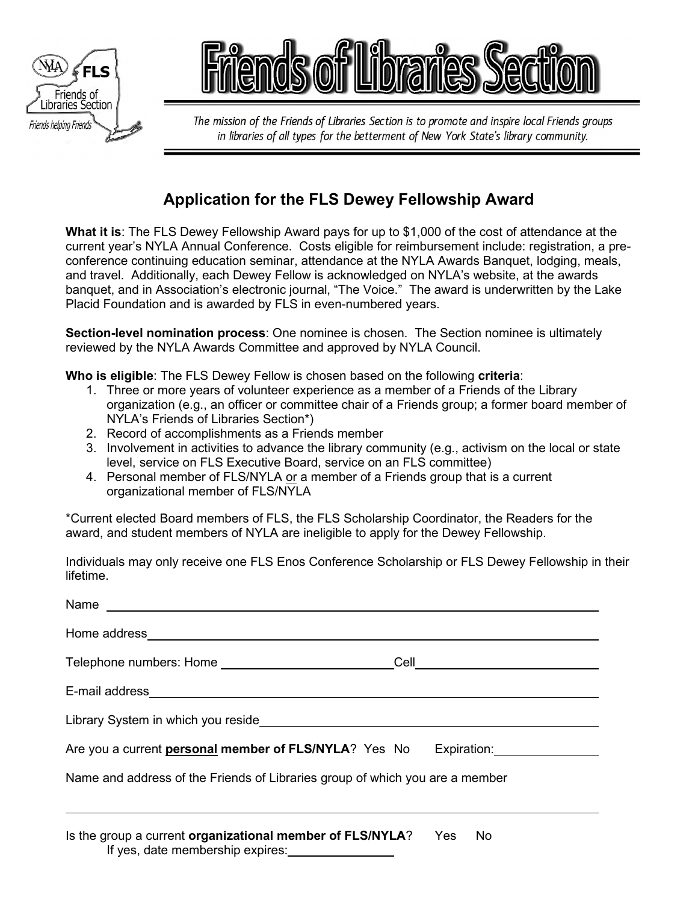# Friends of Libraries Section

*The mission of the Friends of Libraries Section is to promote and inspire local Friends groups in libraries of all types for the betterment of New York State's library community.*

## Application for the FLS Dewey Fellowship Award

**What it is**: The FLS Dewey Fellowship Award pays for up to $1,000 of the cost of attendance at the current year's NYLA Annual Conference. Costs eligible for reimbursement include: registration, a pre-conference continuing education seminar, attendance at the NYLA Awards Banquet, lodging, meals, and travel. Additionally, each Dewey Fellow is acknowledged on NYLA's website, at the awards banquet, and in Association's electronic journal, "The Voice." The award is underwritten by the Lake Placid Foundation and is awarded by FLS in even-numbered years.

**Section-level nomination process**: One nominee is chosen. The Section nominee is ultimately reviewed by the NYLA Awards Committee and approved by NYLA Council.

**Who is eligible**: The FLS Dewey Fellow is chosen based on the following **criteria**:

1. Three or more years of volunteer experience as a member of a Friends of the Library organization (e.g., an officer or committee chair of a Friends group; a former board member of NYLA's Friends of Libraries Section*)
2. Record of accomplishments as a Friends member
3. Involvement in activities to advance the library community (e.g., activism on the local or state level, service on FLS Executive Board, service on an FLS committee)
4. Personal member of FLS/NYLA or a member of a Friends group that is a current organizational member of FLS/NYLA

*Current elected Board members of FLS, the FLS Scholarship Coordinator, the Readers for the award, and student members of NYLA are ineligible to apply for the Dewey Fellowship.

Individuals may only receive one FLS Enos Conference Scholarship or FLS Dewey Fellowship in their lifetime.

Name \_\_\_\_\_\_\_\_\_\_\_\_\_\_\_\_\_\_\_\_\_\_\_\_\_\_\_\_\_\_\_\_

Home address \_\_\_\_\_\_\_\_\_\_\_\_\_\_\_\_\_\_\_\_\_\_\_\_\_\_\_\_\_\_\_\_

Telephone numbers: Home \_\_\_\_\_\_\_\_\_\_\_\_\_\_\_\_ Cell \_\_\_\_\_\_\_\_\_\_\_\_\_\_\_\_

E-mail address \_\_\_\_\_\_\_\_\_\_\_\_\_\_\_\_\_\_\_\_\_\_\_\_\_\_\_\_\_\_\_\_

Library System in which you reside \_\_\_\_\_\_\_\_\_\_\_\_\_\_\_\_\_\_\_\_\_\_\_\_\_\_\_\_\_\_\_\_

Are you a current **personal member of FLS/NYLA**? Yes No Expiration: \_\_\_\_\_\_\_\_\_\_\_\_

Name and address of the Friends of Libraries group of which you are a member

\_\_\_\_\_\_\_\_\_\_\_\_\_\_\_\_\_\_\_\_\_\_\_\_\_\_\_\_\_\_\_\_\_\_\_\_\_\_\_\_\_\_\_\_\_\_\_\_

Is the group a current **organizational member of FLS/NYLA**? Yes No
If yes, date membership expires: \_\_\_\_\_\_\_\_\_\_\_\_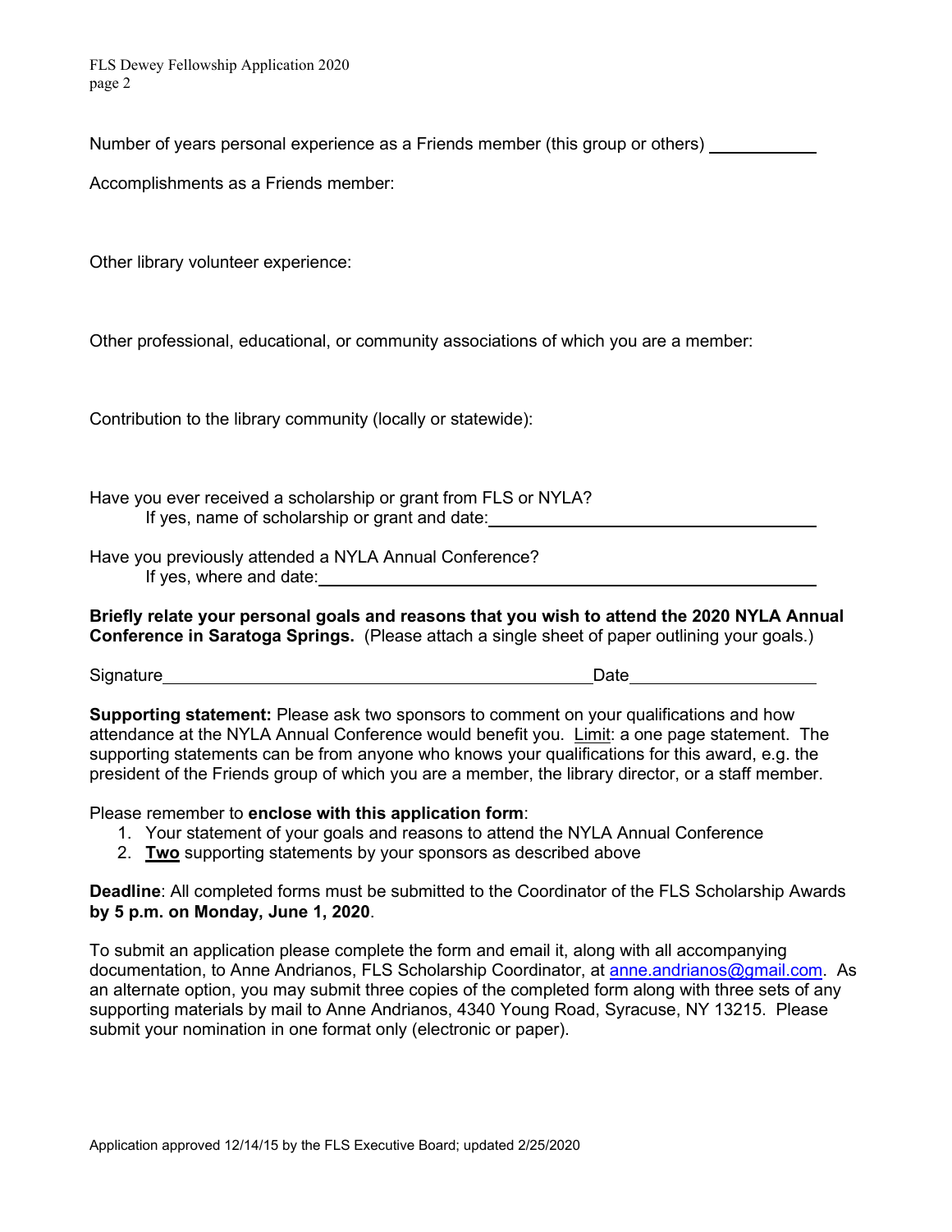Number of years personal experience as a Friends member (this group or others) ___________

Accomplishments as a Friends member:

Other library volunteer experience:

Other professional, educational, or community associations of which you are a member:

Contribution to the library community (locally or statewide):

Have you ever received a scholarship or grant from FLS or NYLA?

If yes, name of scholarship or grant and date: ___________________________________

Have you previously attended a NYLA Annual Conference?

If yes, where and date: ___________________________________________________

**Briefly relate your personal goals and reasons that you wish to attend the 2020 NYLA Annual Conference in Saratoga Springs.** (Please attach a single sheet of paper outlining your goals.)

Signature _____________________________________________ Date __________________

**Supporting statement:** Please ask two sponsors to comment on your qualifications and how attendance at the NYLA Annual Conference would benefit you. Limit: a one page statement. The supporting statements can be from anyone who knows your qualifications for this award, e.g. the president of the Friends group of which you are a member, the library director, or a staff member.

Please remember to **enclose with this application form**:

1. Your statement of your goals and reasons to attend the NYLA Annual Conference
2. **Two** supporting statements by your sponsors as described above

**Deadline**: All completed forms must be submitted to the Coordinator of the FLS Scholarship Awards **by 5 p.m. on Monday, June 1, 2020**.

To submit an application please complete the form and email it, along with all accompanying documentation, to Anne Andrianos, FLS Scholarship Coordinator, at anne.andrianos@gmail.com. As an alternate option, you may submit three copies of the completed form along with three sets of any supporting materials by mail to Anne Andrianos, 4340 Young Road, Syracuse, NY 13215. Please submit your nomination in one format only (electronic or paper).

Application approved 12/14/15 by the FLS Executive Board; updated 2/25/2020